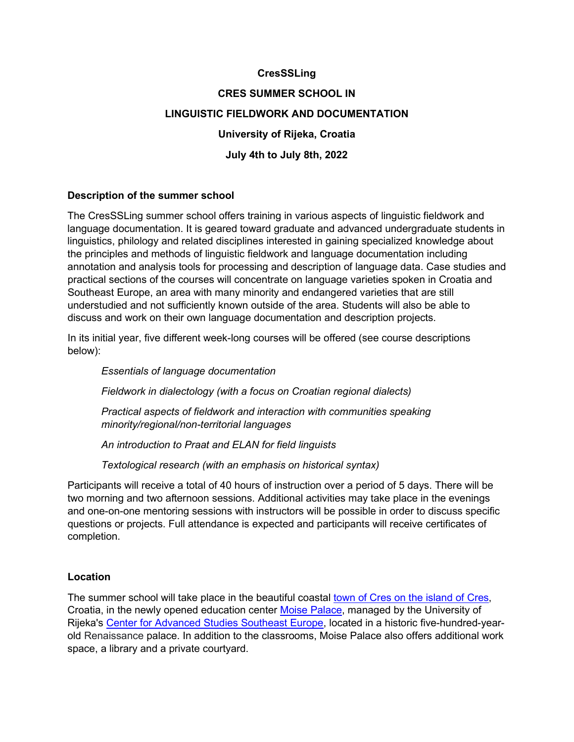**CresSSLing**

**CRES SUMMER SCHOOL IN**

**LINGUISTIC FIELDWORK AND DOCUMENTATION**

**University of Rijeka, Croatia**

**July 4th to July 8th, 2022**

## Description of the summer school

The CresSSLing summer school offers training in various aspects of linguistic fieldwork and language documentation. It is geared toward graduate and advanced undergraduate students in linguistics, philology and related disciplines interested in gaining specialized knowledge about the principles and methods of linguistic fieldwork and language documentation including annotation and analysis tools for processing and description of language data. Case studies and practical sections of the courses will concentrate on language varieties spoken in Croatia and Southeast Europe, an area with many minority and endangered varieties that are still understudied and not sufficiently known outside of the area. Students will also be able to discuss and work on their own language documentation and description projects.

In its initial year, five different week-long courses will be offered (see course descriptions below):

*Essentials of language documentation*

*Fieldwork in dialectology (with a focus on Croatian regional dialects)*

*Practical aspects of fieldwork and interaction with communities speaking minority/regional/non-territorial languages*

*An introduction to Praat and ELAN for field linguists*

*Textological research (with an emphasis on historical syntax)*

Participants will receive a total of 40 hours of instruction over a period of 5 days. There will be two morning and two afternoon sessions. Additional activities may take place in the evenings and one-on-one mentoring sessions with instructors will be possible in order to discuss specific questions or projects. Full attendance is expected and participants will receive certificates of completion.

## Location

The summer school will take place in the beautiful coastal town of Cres on the island of Cres, Croatia, in the newly opened education center Moise Palace, managed by the University of Rijeka's Center for Advanced Studies Southeast Europe, located in a historic five-hundred-year-old Renaissance palace. In addition to the classrooms, Moise Palace also offers additional work space, a library and a private courtyard.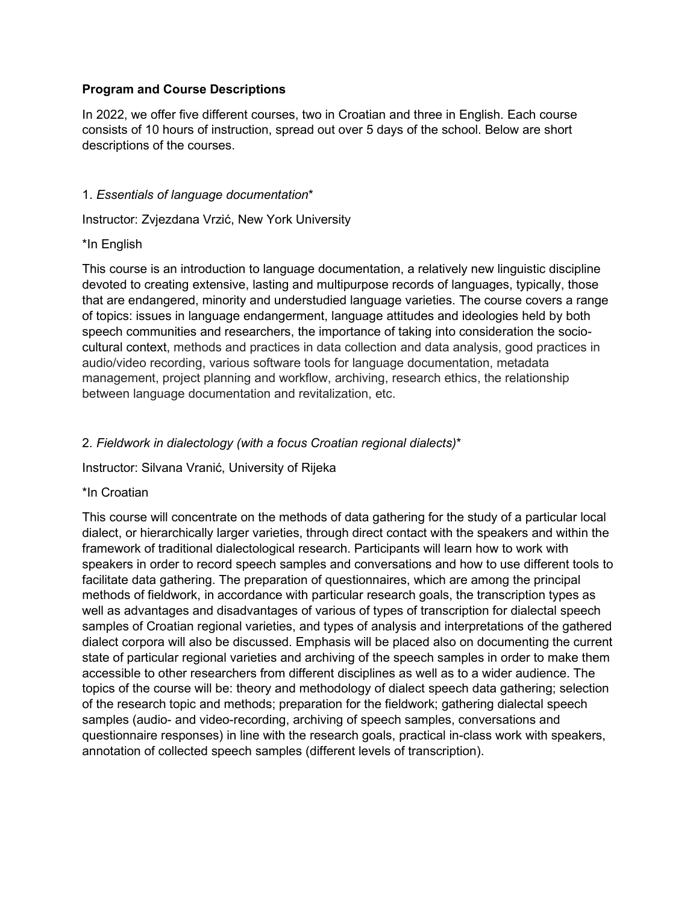**Program and Course Descriptions**

In 2022, we offer five different courses, two in Croatian and three in English. Each course consists of 10 hours of instruction, spread out over 5 days of the school. Below are short descriptions of the courses.

1. *Essentials of language documentation**

Instructor: Zvjezdana Vrzić, New York University

*In English

This course is an introduction to language documentation, a relatively new linguistic discipline devoted to creating extensive, lasting and multipurpose records of languages, typically, those that are endangered, minority and understudied language varieties. The course covers a range of topics: issues in language endangerment, language attitudes and ideologies held by both speech communities and researchers, the importance of taking into consideration the socio-cultural context, methods and practices in data collection and data analysis, good practices in audio/video recording, various software tools for language documentation, metadata management, project planning and workflow, archiving, research ethics, the relationship between language documentation and revitalization, etc.

2. *Fieldwork in dialectology (with a focus Croatian regional dialects)**

Instructor: Silvana Vranić, University of Rijeka

*In Croatian

This course will concentrate on the methods of data gathering for the study of a particular local dialect, or hierarchically larger varieties, through direct contact with the speakers and within the framework of traditional dialectological research. Participants will learn how to work with speakers in order to record speech samples and conversations and how to use different tools to facilitate data gathering. The preparation of questionnaires, which are among the principal methods of fieldwork, in accordance with particular research goals, the transcription types as well as advantages and disadvantages of various of types of transcription for dialectal speech samples of Croatian regional varieties, and types of analysis and interpretations of the gathered dialect corpora will also be discussed. Emphasis will be placed also on documenting the current state of particular regional varieties and archiving of the speech samples in order to make them accessible to other researchers from different disciplines as well as to a wider audience. The topics of the course will be: theory and methodology of dialect speech data gathering; selection of the research topic and methods; preparation for the fieldwork; gathering dialectal speech samples (audio- and video-recording, archiving of speech samples, conversations and questionnaire responses) in line with the research goals, practical in-class work with speakers, annotation of collected speech samples (different levels of transcription).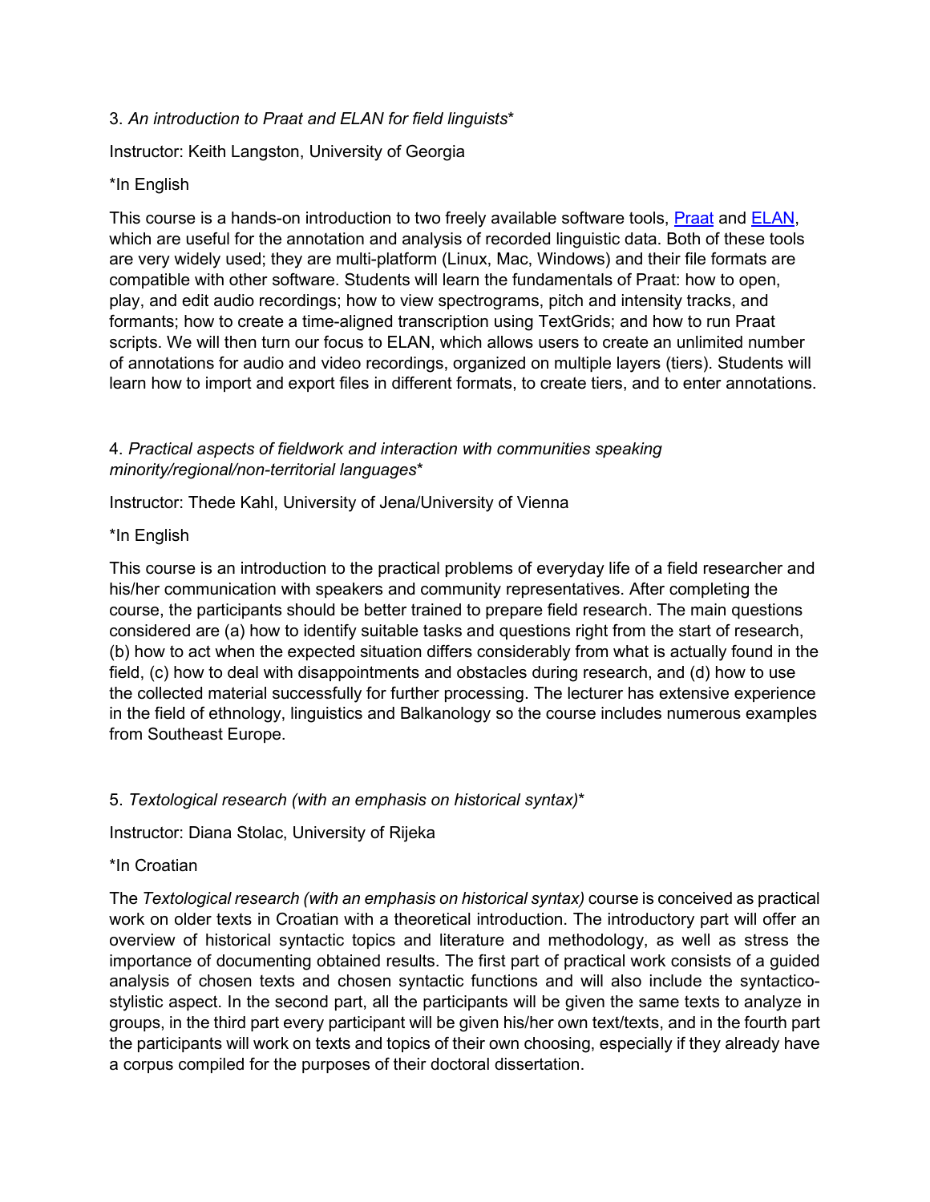3. *An introduction to Praat and ELAN for field linguists**

Instructor: Keith Langston, University of Georgia

*In English

This course is a hands-on introduction to two freely available software tools, [Praat]() and [ELAN](), which are useful for the annotation and analysis of recorded linguistic data. Both of these tools are very widely used; they are multi-platform (Linux, Mac, Windows) and their file formats are compatible with other software. Students will learn the fundamentals of Praat: how to open, play, and edit audio recordings; how to view spectrograms, pitch and intensity tracks, and formants; how to create a time-aligned transcription using TextGrids; and how to run Praat scripts. We will then turn our focus to ELAN, which allows users to create an unlimited number of annotations for audio and video recordings, organized on multiple layers (tiers). Students will learn how to import and export files in different formats, to create tiers, and to enter annotations.

4. *Practical aspects of fieldwork and interaction with communities speaking minority/regional/non-territorial languages**

Instructor: Thede Kahl, University of Jena/University of Vienna

*In English

This course is an introduction to the practical problems of everyday life of a field researcher and his/her communication with speakers and community representatives. After completing the course, the participants should be better trained to prepare field research. The main questions considered are (a) how to identify suitable tasks and questions right from the start of research, (b) how to act when the expected situation differs considerably from what is actually found in the field, (c) how to deal with disappointments and obstacles during research, and (d) how to use the collected material successfully for further processing. The lecturer has extensive experience in the field of ethnology, linguistics and Balkanology so the course includes numerous examples from Southeast Europe.

5. *Textological research (with an emphasis on historical syntax)**

Instructor: Diana Stolac, University of Rijeka

*In Croatian

The *Textological research (with an emphasis on historical syntax)* course is conceived as practical work on older texts in Croatian with a theoretical introduction. The introductory part will offer an overview of historical syntactic topics and literature and methodology, as well as stress the importance of documenting obtained results. The first part of practical work consists of a guided analysis of chosen texts and chosen syntactic functions and will also include the syntactico-stylistic aspect. In the second part, all the participants will be given the same texts to analyze in groups, in the third part every participant will be given his/her own text/texts, and in the fourth part the participants will work on texts and topics of their own choosing, especially if they already have a corpus compiled for the purposes of their doctoral dissertation.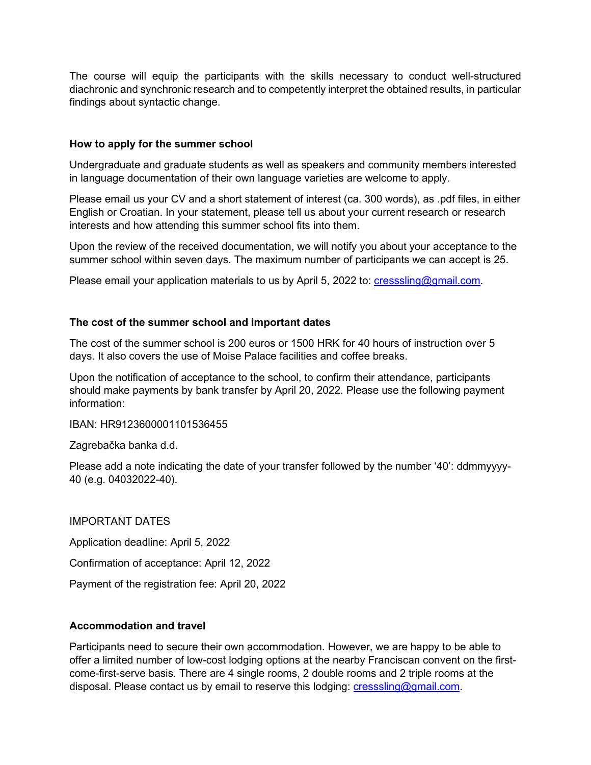The course will equip the participants with the skills necessary to conduct well-structured diachronic and synchronic research and to competently interpret the obtained results, in particular findings about syntactic change.

**How to apply for the summer school**

Undergraduate and graduate students as well as speakers and community members interested in language documentation of their own language varieties are welcome to apply.

Please email us your CV and a short statement of interest (ca. 300 words), as .pdf files, in either English or Croatian. In your statement, please tell us about your current research or research interests and how attending this summer school fits into them.

Upon the review of the received documentation, we will notify you about your acceptance to the summer school within seven days. The maximum number of participants we can accept is 25.

Please email your application materials to us by April 5, 2022 to: cresssling@gmail.com.

**The cost of the summer school and important dates**

The cost of the summer school is 200 euros or 1500 HRK for 40 hours of instruction over 5 days. It also covers the use of Moise Palace facilities and coffee breaks.

Upon the notification of acceptance to the school, to confirm their attendance, participants should make payments by bank transfer by April 20, 2022. Please use the following payment information:

IBAN: HR9123600001101536455

Zagrebačka banka d.d.

Please add a note indicating the date of your transfer followed by the number '40': ddmmyyyy-40 (e.g. 04032022-40).

IMPORTANT DATES

Application deadline: April 5, 2022

Confirmation of acceptance: April 12, 2022

Payment of the registration fee: April 20, 2022

**Accommodation and travel**

Participants need to secure their own accommodation. However, we are happy to be able to offer a limited number of low-cost lodging options at the nearby Franciscan convent on the first-come-first-serve basis. There are 4 single rooms, 2 double rooms and 2 triple rooms at the disposal. Please contact us by email to reserve this lodging: cresssling@gmail.com.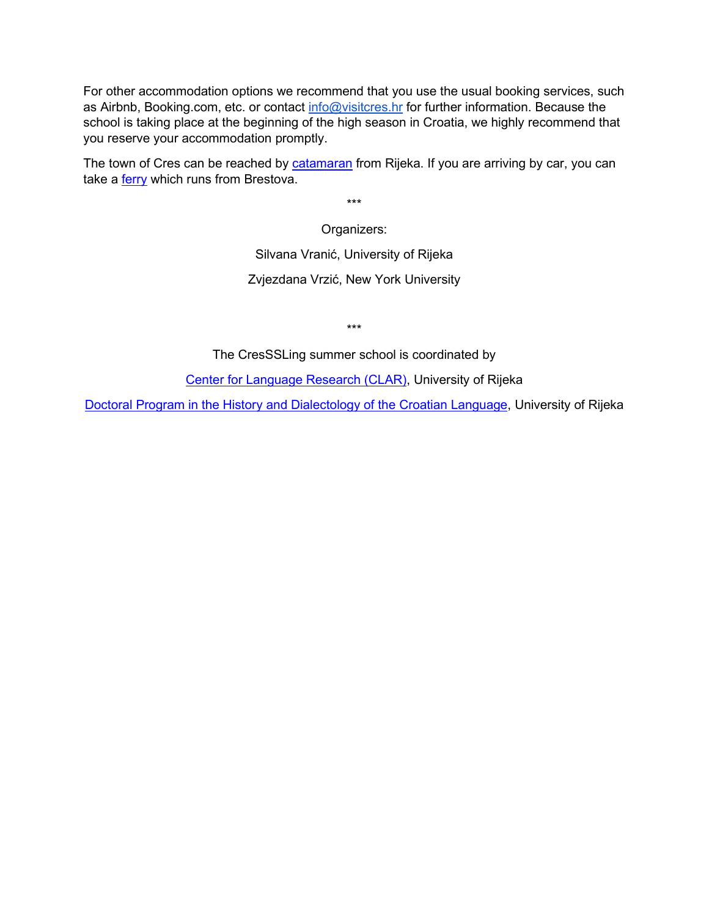For other accommodation options we recommend that you use the usual booking services, such as Airbnb, Booking.com, etc. or contact info@visitcres.hr for further information. Because the school is taking place at the beginning of the high season in Croatia, we highly recommend that you reserve your accommodation promptly.

The town of Cres can be reached by catamaran from Rijeka. If you are arriving by car, you can take a ferry which runs from Brestova.

***

Organizers:

Silvana Vranić, University of Rijeka

Zvjezdana Vrzić, New York University

***

The CresSSLing summer school is coordinated by

Center for Language Research (CLAR), University of Rijeka

Doctoral Program in the History and Dialectology of the Croatian Language, University of Rijeka